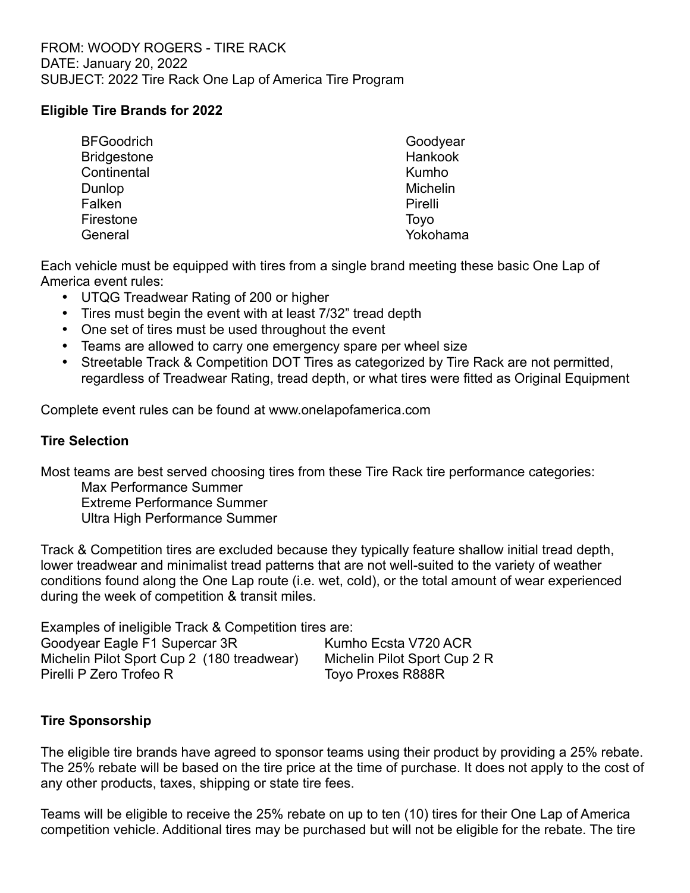FROM: WOODY ROGERS - TIRE RACK
DATE: January 20, 2022
SUBJECT: 2022 Tire Rack One Lap of America Tire Program

**Eligible Tire Brands for 2022**

BFGoodrich
Bridgestone
Continental
Dunlop
Falken
Firestone
General
Goodyear
Hankook
Kumho
Michelin
Pirelli
Toyo
Yokohama

Each vehicle must be equipped with tires from a single brand meeting these basic One Lap of America event rules:

- UTQG Treadwear Rating of 200 or higher
- Tires must begin the event with at least 7/32" tread depth
- One set of tires must be used throughout the event
- Teams are allowed to carry one emergency spare per wheel size
- Streetable Track & Competition DOT Tires as categorized by Tire Rack are not permitted, regardless of Treadwear Rating, tread depth, or what tires were fitted as Original Equipment

Complete event rules can be found at www.onelapofamerica.com

**Tire Selection**

Most teams are best served choosing tires from these Tire Rack tire performance categories:

Max Performance Summer
Extreme Performance Summer
Ultra High Performance Summer

Track & Competition tires are excluded because they typically feature shallow initial tread depth, lower treadwear and minimalist tread patterns that are not well-suited to the variety of weather conditions found along the One Lap route (i.e. wet, cold), or the total amount of wear experienced during the week of competition & transit miles.

Examples of ineligible Track & Competition tires are:

Goodyear Eagle F1 Supercar 3R
Kumho Ecsta V720 ACR
Michelin Pilot Sport Cup 2 (180 treadwear)
Michelin Pilot Sport Cup 2 R
Pirelli P Zero Trofeo R
Toyo Proxes R888R

**Tire Sponsorship**

The eligible tire brands have agreed to sponsor teams using their product by providing a 25% rebate. The 25% rebate will be based on the tire price at the time of purchase. It does not apply to the cost of any other products, taxes, shipping or state tire fees.

Teams will be eligible to receive the 25% rebate on up to ten (10) tires for their One Lap of America competition vehicle. Additional tires may be purchased but will not be eligible for the rebate. The tire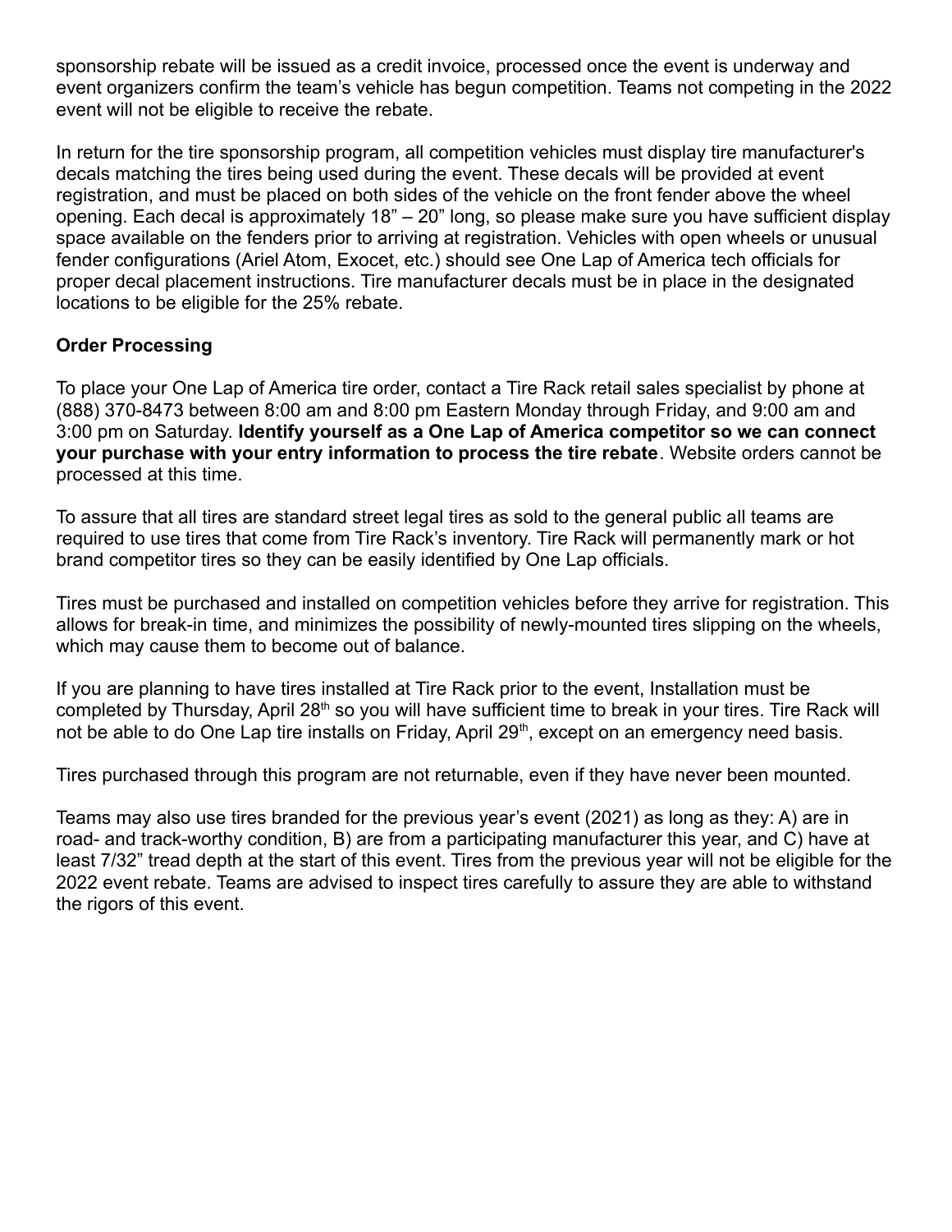sponsorship rebate will be issued as a credit invoice, processed once the event is underway and event organizers confirm the team's vehicle has begun competition. Teams not competing in the 2022 event will not be eligible to receive the rebate.

In return for the tire sponsorship program, all competition vehicles must display tire manufacturer's decals matching the tires being used during the event. These decals will be provided at event registration, and must be placed on both sides of the vehicle on the front fender above the wheel opening. Each decal is approximately 18" – 20" long, so please make sure you have sufficient display space available on the fenders prior to arriving at registration. Vehicles with open wheels or unusual fender configurations (Ariel Atom, Exocet, etc.) should see One Lap of America tech officials for proper decal placement instructions. Tire manufacturer decals must be in place in the designated locations to be eligible for the 25% rebate.

**Order Processing**

To place your One Lap of America tire order, contact a Tire Rack retail sales specialist by phone at (888) 370-8473 between 8:00 am and 8:00 pm Eastern Monday through Friday, and 9:00 am and 3:00 pm on Saturday. **Identify yourself as a One Lap of America competitor so we can connect your purchase with your entry information to process the tire rebate**. Website orders cannot be processed at this time.

To assure that all tires are standard street legal tires as sold to the general public all teams are required to use tires that come from Tire Rack's inventory. Tire Rack will permanently mark or hot brand competitor tires so they can be easily identified by One Lap officials.

Tires must be purchased and installed on competition vehicles before they arrive for registration. This allows for break-in time, and minimizes the possibility of newly-mounted tires slipping on the wheels, which may cause them to become out of balance.

If you are planning to have tires installed at Tire Rack prior to the event, Installation must be completed by Thursday, April 28th so you will have sufficient time to break in your tires. Tire Rack will not be able to do One Lap tire installs on Friday, April 29th, except on an emergency need basis.

Tires purchased through this program are not returnable, even if they have never been mounted.

Teams may also use tires branded for the previous year's event (2021) as long as they: A) are in road- and track-worthy condition, B) are from a participating manufacturer this year, and C) have at least 7/32" tread depth at the start of this event. Tires from the previous year will not be eligible for the 2022 event rebate. Teams are advised to inspect tires carefully to assure they are able to withstand the rigors of this event.